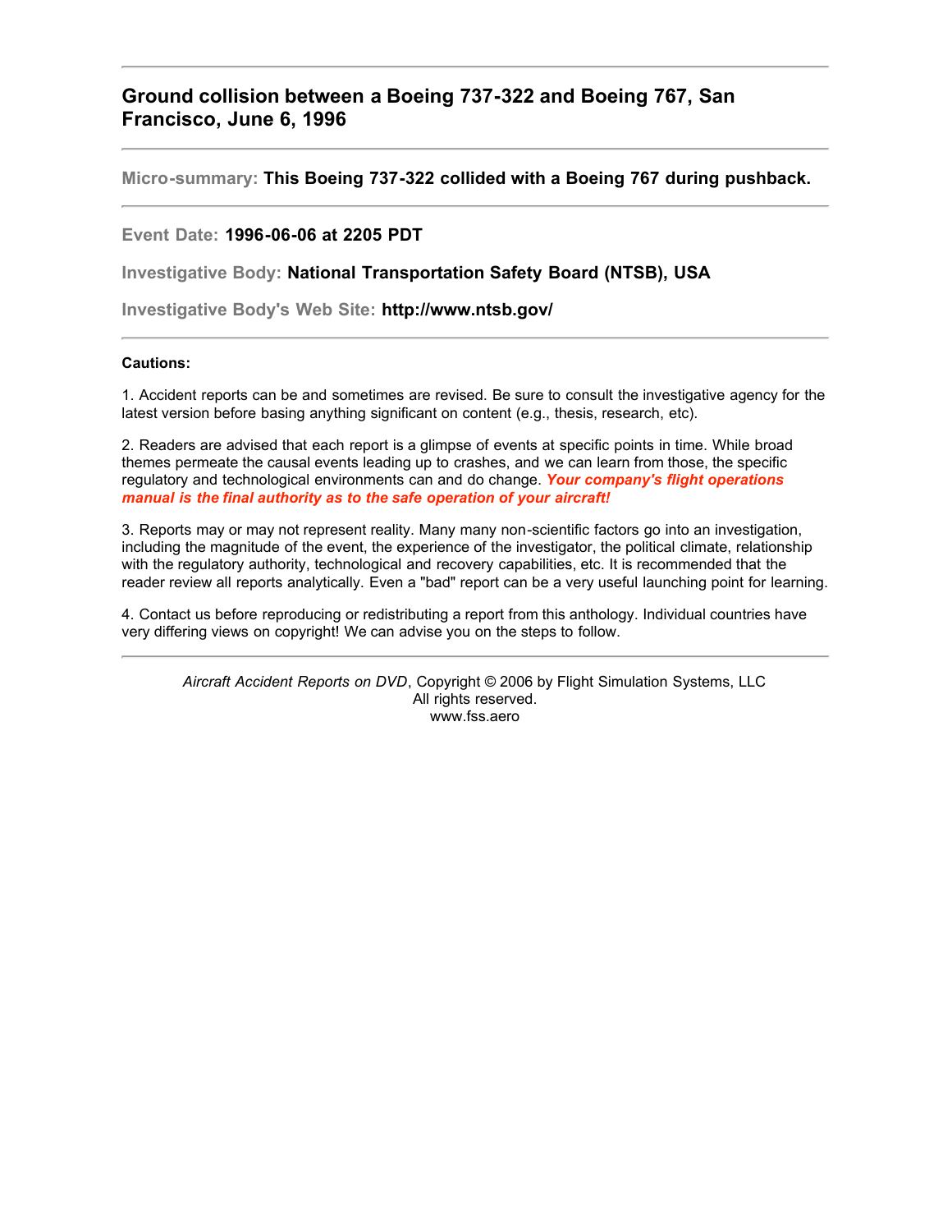# Ground collision between a Boeing 737-322 and Boeing 767, San Francisco, June 6, 1996

---

**Micro-summary:** **This Boeing 737-322 collided with a Boeing 767 during pushback.**

---

**Event Date:** **1996-06-06 at 2205 PDT**

**Investigative Body:** **National Transportation Safety Board (NTSB), USA**

**Investigative Body's Web Site:** **http://www.ntsb.gov/**

---

**Cautions:**

1. Accident reports can be and sometimes are revised. Be sure to consult the investigative agency for the latest version before basing anything significant on content (e.g., thesis, research, etc).

2. Readers are advised that each report is a glimpse of events at specific points in time. While broad themes permeate the causal events leading up to crashes, and we can learn from those, the specific regulatory and technological environments can and do change. ***Your company's flight operations manual is the final authority as to the safe operation of your aircraft!***

3. Reports may or may not represent reality. Many many non-scientific factors go into an investigation, including the magnitude of the event, the experience of the investigator, the political climate, relationship with the regulatory authority, technological and recovery capabilities, etc. It is recommended that the reader review all reports analytically. Even a "bad" report can be a very useful launching point for learning.

4. Contact us before reproducing or redistributing a report from this anthology. Individual countries have very differing views on copyright! We can advise you on the steps to follow.

---

*Aircraft Accident Reports on DVD*, Copyright © 2006 by Flight Simulation Systems, LLC
All rights reserved.
www.fss.aero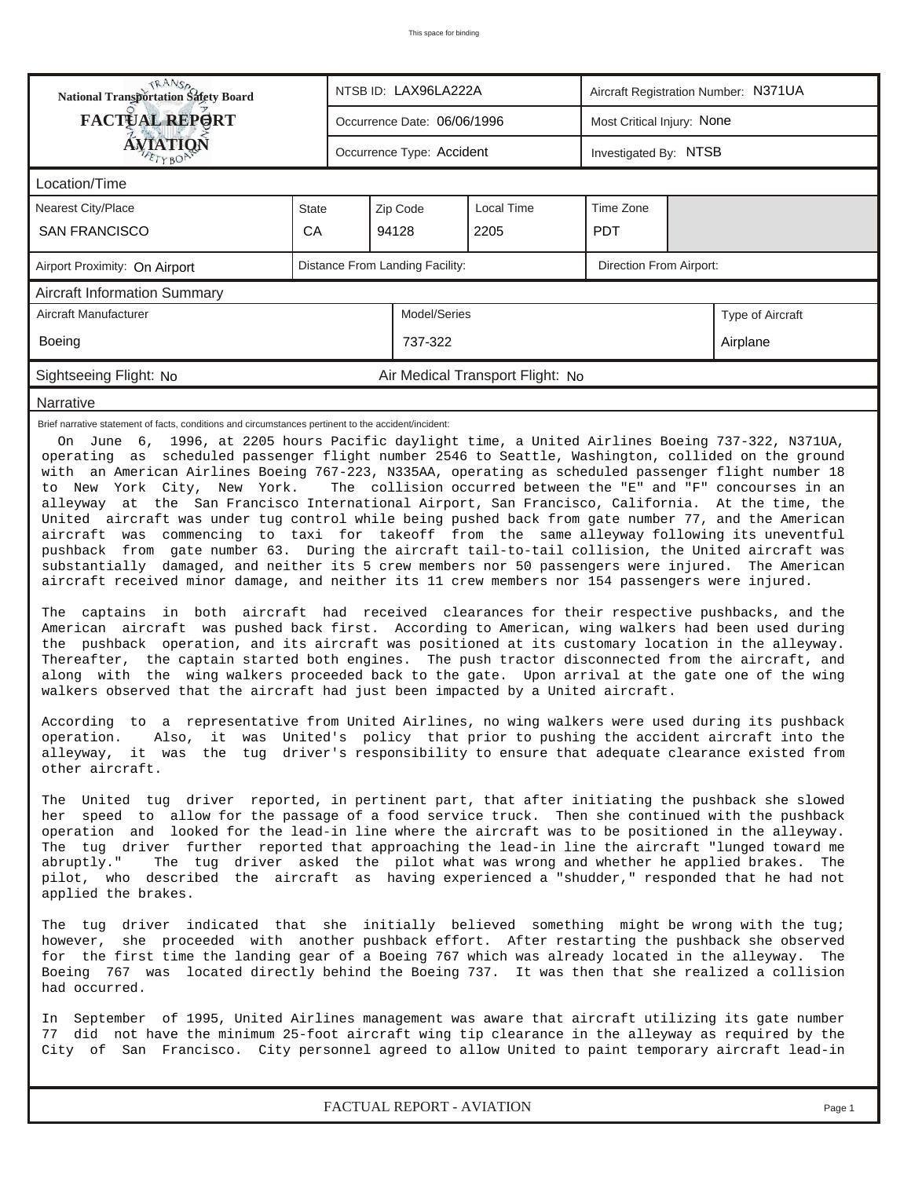This space for binding

| National Transportation Safety Board FACTUAL REPORT AVIATION | NTSB ID: LAX96LA222A | Aircraft Registration Number: N371UA |
|---|---|---|
| | Occurrence Date: 06/06/1996 | Most Critical Injury: None |
| | Occurrence Type: Accident | Investigated By: NTSB |

**Location/Time**

| Nearest City/Place | State | Zip Code | Local Time | Time Zone |
|---|---|---|---|---|
| SAN FRANCISCO | CA | 94128 | 2205 | PDT |

| Airport Proximity: On Airport | Distance From Landing Facility: | Direction From Airport: |
|---|---|---|

**Aircraft Information Summary**

| Aircraft Manufacturer | Model/Series | Type of Aircraft |
|---|---|---|
| Boeing | 737-322 | Airplane |

Sightseeing Flight: No | Air Medical Transport Flight: No

**Narrative**

Brief narrative statement of facts, conditions and circumstances pertinent to the accident/incident:

On June 6, 1996, at 2205 hours Pacific daylight time, a United Airlines Boeing 737-322, N371UA, operating as scheduled passenger flight number 2546 to Seattle, Washington, collided on the ground with an American Airlines Boeing 767-223, N335AA, operating as scheduled passenger flight number 18 to New York City, New York. The collision occurred between the "E" and "F" concourses in an alleyway at the San Francisco International Airport, San Francisco, California. At the time, the United aircraft was under tug control while being pushed back from gate number 77, and the American aircraft was commencing to taxi for takeoff from the same alleyway following its uneventful pushback from gate number 63. During the aircraft tail-to-tail collision, the United aircraft was substantially damaged, and neither its 5 crew members nor 50 passengers were injured. The American aircraft received minor damage, and neither its 11 crew members nor 154 passengers were injured.

The captains in both aircraft had received clearances for their respective pushbacks, and the American aircraft was pushed back first. According to American, wing walkers had been used during the pushback operation, and its aircraft was positioned at its customary location in the alleyway. Thereafter, the captain started both engines. The push tractor disconnected from the aircraft, and along with the wing walkers proceeded back to the gate. Upon arrival at the gate one of the wing walkers observed that the aircraft had just been impacted by a United aircraft.

According to a representative from United Airlines, no wing walkers were used during its pushback operation. Also, it was United's policy that prior to pushing the accident aircraft into the alleyway, it was the tug driver's responsibility to ensure that adequate clearance existed from other aircraft.

The United tug driver reported, in pertinent part, that after initiating the pushback she slowed her speed to allow for the passage of a food service truck. Then she continued with the pushback operation and looked for the lead-in line where the aircraft was to be positioned in the alleyway. The tug driver further reported that approaching the lead-in line the aircraft "lunged toward me abruptly." The tug driver asked the pilot what was wrong and whether he applied brakes. The pilot, who described the aircraft as having experienced a "shudder," responded that he had not applied the brakes.

The tug driver indicated that she initially believed something might be wrong with the tug; however, she proceeded with another pushback effort. After restarting the pushback she observed for the first time the landing gear of a Boeing 767 which was already located in the alleyway. The Boeing 767 was located directly behind the Boeing 737. It was then that she realized a collision had occurred.

In September of 1995, United Airlines management was aware that aircraft utilizing its gate number 77 did not have the minimum 25-foot aircraft wing tip clearance in the alleyway as required by the City of San Francisco. City personnel agreed to allow United to paint temporary aircraft lead-in

FACTUAL REPORT - AVIATION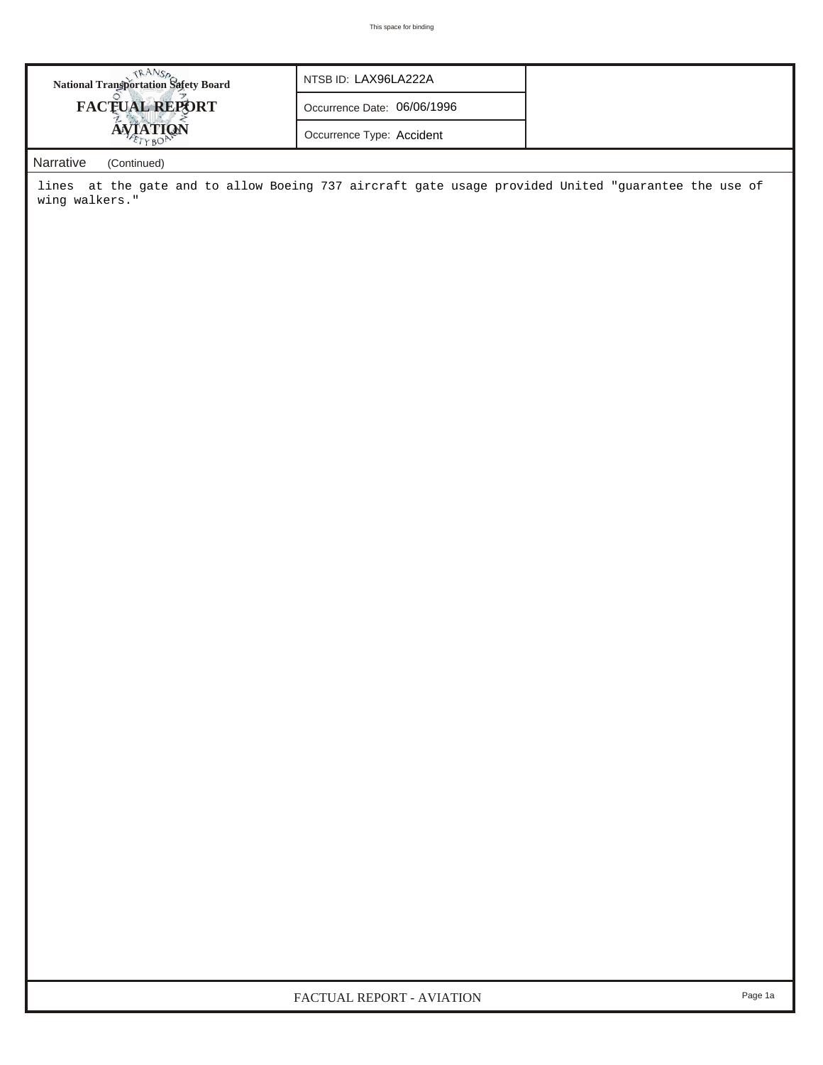| National Transportation Safety Board FACTUAL REPORT AVIATION | NTSB ID: LAX96LA222A | |
|---|---|---|
| | Occurrence Date: 06/06/1996 | |
| | Occurrence Type: Accident | |

Narrative (Continued)

lines at the gate and to allow Boeing 737 aircraft gate usage provided United "guarantee the use of wing walkers."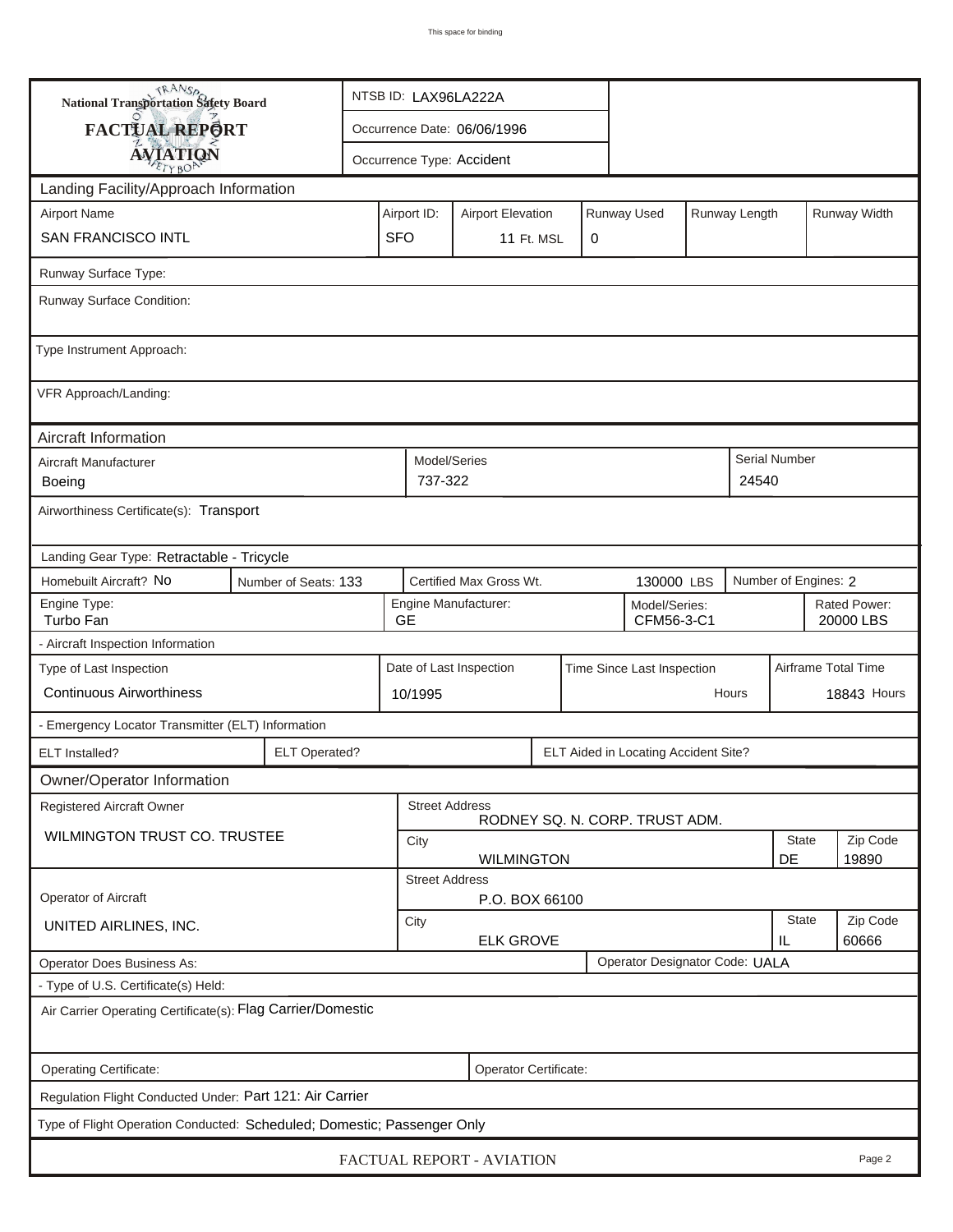**National Transportation Safety Board**
**FACTUAL REPORT**
**AVIATION**

| NTSB ID: LAX96LA222A |
| --- |
| Occurrence Date: 06/06/1996 |
| Occurrence Type: Accident |

## Landing Facility/Approach Information

| Airport Name | Airport ID: | Airport Elevation | Runway Used | Runway Length | Runway Width |
| --- | --- | --- | --- | --- | --- |
| SAN FRANCISCO INTL | SFO | 11 Ft. MSL | 0 | | |

Runway Surface Type:

Runway Surface Condition:

Type Instrument Approach:

VFR Approach/Landing:

## Aircraft Information

| Aircraft Manufacturer | Model/Series | Serial Number |
| --- | --- | --- |
| Boeing | 737-322 | 24540 |

Airworthiness Certificate(s): Transport

Landing Gear Type: Retractable - Tricycle

| Homebuilt Aircraft? | Number of Seats: | Certified Max Gross Wt. | Number of Engines: |
| --- | --- | --- | --- |
| No | 133 | 130000 LBS | 2 |

| Engine Type: | Engine Manufacturer: | Model/Series: | Rated Power: |
| --- | --- | --- | --- |
| Turbo Fan | GE | CFM56-3-C1 | 20000 LBS |

- Aircraft Inspection Information

| Type of Last Inspection | Date of Last Inspection | Time Since Last Inspection | Airframe Total Time |
| --- | --- | --- | --- |
| Continuous Airworthiness | 10/1995 | Hours | 18843 Hours |

- Emergency Locator Transmitter (ELT) Information

| ELT Installed? | ELT Operated? | ELT Aided in Locating Accident Site? |
| --- | --- | --- |
| | | |

## Owner/Operator Information

| Registered Aircraft Owner | Street Address | | |
| --- | --- | --- | --- |
| WILMINGTON TRUST CO. TRUSTEE | RODNEY SQ. N. CORP. TRUST ADM. | | |
| | City | State | Zip Code |
| | WILMINGTON | DE | 19890 |

| Operator of Aircraft | Street Address | | |
| --- | --- | --- | --- |
| UNITED AIRLINES, INC. | P.O. BOX 66100 | | |
| | City | State | Zip Code |
| | ELK GROVE | IL | 60666 |

Operator Does Business As:

Operator Designator Code: UALA

- Type of U.S. Certificate(s) Held:

Air Carrier Operating Certificate(s): Flag Carrier/Domestic

Operating Certificate:

Operator Certificate:

Regulation Flight Conducted Under: Part 121: Air Carrier

Type of Flight Operation Conducted: Scheduled; Domestic; Passenger Only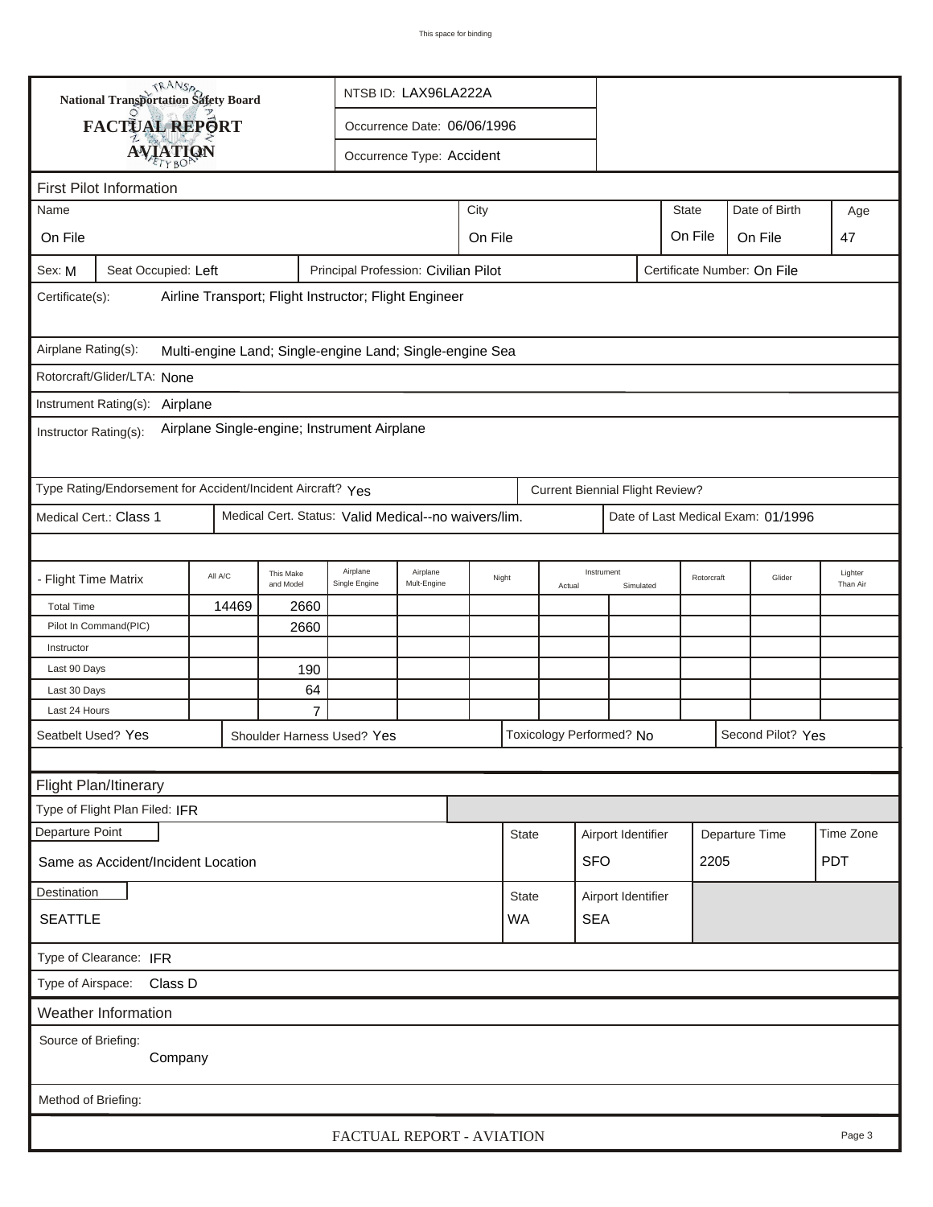National Transportation Safety Board

**FACTUAL REPORT**

**AVIATION**

NTSB ID: LAX96LA222A

Occurrence Date: 06/06/1996

Occurrence Type: Accident

## First Pilot Information

| Name | City | State | Date of Birth | Age |
|---|---|---|---|---|
| On File | On File | On File | On File | 47 |

Sex: M | Seat Occupied: Left | Principal Profession: Civilian Pilot | Certificate Number: On File

Certificate(s): Airline Transport; Flight Instructor; Flight Engineer

Airplane Rating(s): Multi-engine Land; Single-engine Land; Single-engine Sea

Rotorcraft/Glider/LTA: None

Instrument Rating(s): Airplane

Instructor Rating(s): Airplane Single-engine; Instrument Airplane

Type Rating/Endorsement for Accident/Incident Aircraft? Yes

Current Biennial Flight Review?

Medical Cert.: Class 1 | Medical Cert. Status: Valid Medical--no waivers/lim. | Date of Last Medical Exam: 01/1996

| - Flight Time Matrix | All A/C | This Make and Model | Airplane Single Engine | Airplane Mult-Engine | Night | Instrument Actual | Instrument Simulated | Rotorcraft | Glider | Lighter Than Air |
|---|---|---|---|---|---|---|---|---|---|---|
| Total Time | 14469 | 2660 | | | | | | | | |
| Pilot In Command(PIC) | | 2660 | | | | | | | | |
| Instructor | | | | | | | | | | |
| Last 90 Days | | 190 | | | | | | | | |
| Last 30 Days | | 64 | | | | | | | | |
| Last 24 Hours | | 7 | | | | | | | | |

Seatbelt Used? Yes | Shoulder Harness Used? Yes | Toxicology Performed? No | Second Pilot? Yes

## Flight Plan/Itinerary

Type of Flight Plan Filed: IFR

| Departure Point | State | Airport Identifier | Departure Time | Time Zone |
|---|---|---|---|---|
| Same as Accident/Incident Location | | SFO | 2205 | PDT |

| Destination | State | Airport Identifier |
|---|---|---|
| SEATTLE | WA | SEA |

Type of Clearance: IFR

Type of Airspace: Class D

## Weather Information

Source of Briefing: Company

Method of Briefing: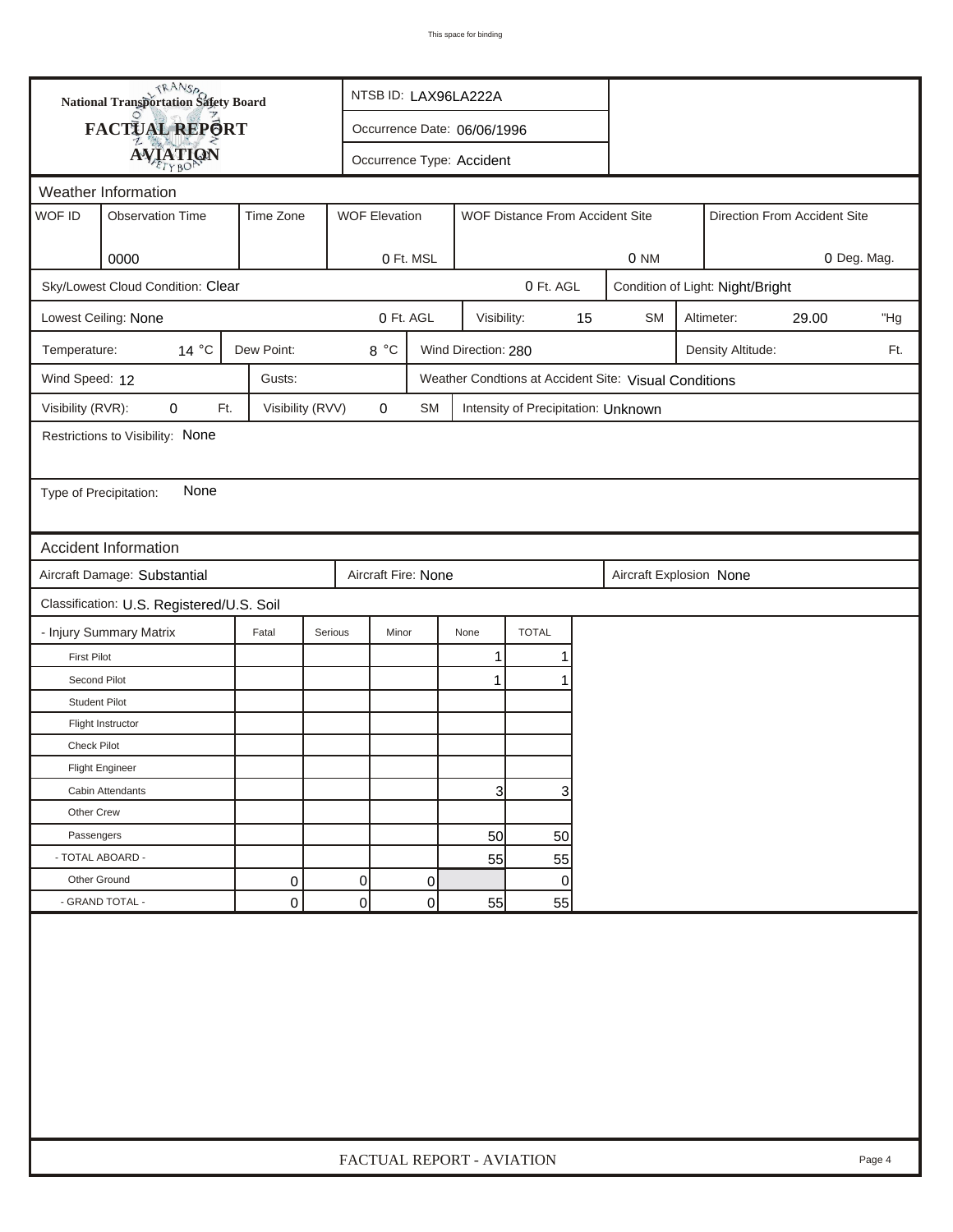# National Transportation Safety Board FACTUAL REPORT AVIATION

NTSB ID: LAX96LA222A

Occurrence Date: 06/06/1996

Occurrence Type: Accident

## Weather Information

| WOF ID | Observation Time | Time Zone | WOF Elevation | WOF Distance From Accident Site | Direction From Accident Site |
|---|---|---|---|---|---|
| | 0000 | | 0 Ft. MSL | 0 NM | 0 Deg. Mag. |

Sky/Lowest Cloud Condition: Clear — 0 Ft. AGL

Condition of Light: Night/Bright

Lowest Ceiling: None — 0 Ft. AGL

Visibility: 15 SM

Altimeter: 29.00 "Hg

Temperature: 14 °C

Dew Point: 8 °C

Wind Direction: 280

Density Altitude: Ft.

Wind Speed: 12

Gusts:

Weather Condtions at Accident Site: Visual Conditions

Visibility (RVR): 0 Ft.

Visibility (RVV) 0 SM

Intensity of Precipitation: Unknown

Restrictions to Visibility: None

Type of Precipitation: None

## Accident Information

Aircraft Damage: Substantial

Aircraft Fire: None

Aircraft Explosion None

Classification: U.S. Registered/U.S. Soil

| - Injury Summary Matrix | Fatal | Serious | Minor | None | TOTAL |
|---|---|---|---|---|---|
| First Pilot | | | | 1 | 1 |
| Second Pilot | | | | 1 | 1 |
| Student Pilot | | | | | |
| Flight Instructor | | | | | |
| Check Pilot | | | | | |
| Flight Engineer | | | | | |
| Cabin Attendants | | | | 3 | 3 |
| Other Crew | | | | | |
| Passengers | | | | 50 | 50 |
| - TOTAL ABOARD - | | | | 55 | 55 |
| Other Ground | 0 | 0 | 0 | | 0 |
| - GRAND TOTAL - | 0 | 0 | 0 | 55 | 55 |

FACTUAL REPORT - AVIATION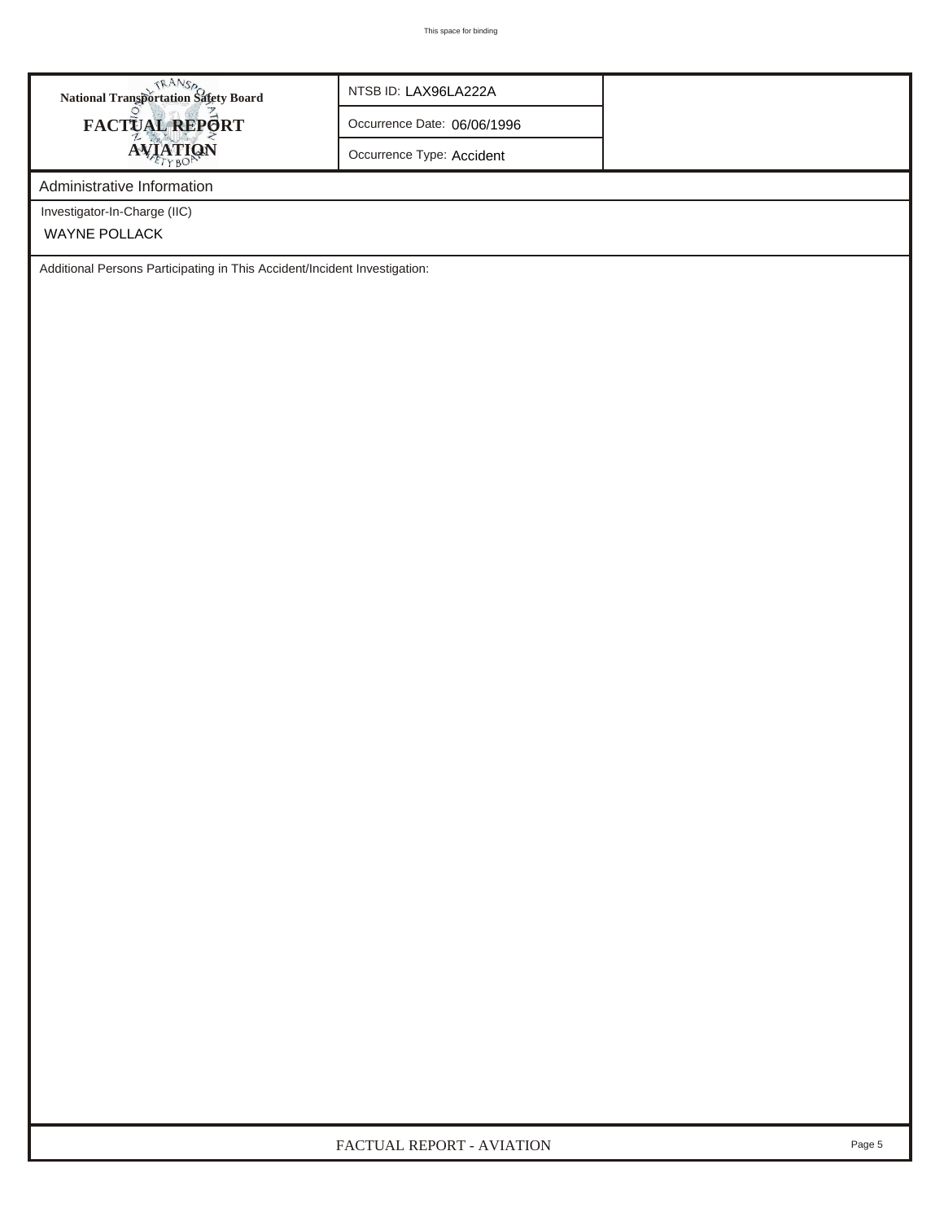National Transportation Safety Board
**FACTUAL REPORT**
**AVIATION**

| | |
|---|---|
| NTSB ID: LAX96LA222A | |
| Occurrence Date: 06/06/1996 | |
| Occurrence Type: Accident | |

## Administrative Information

Investigator-In-Charge (IIC)

WAYNE POLLACK

Additional Persons Participating in This Accident/Incident Investigation: